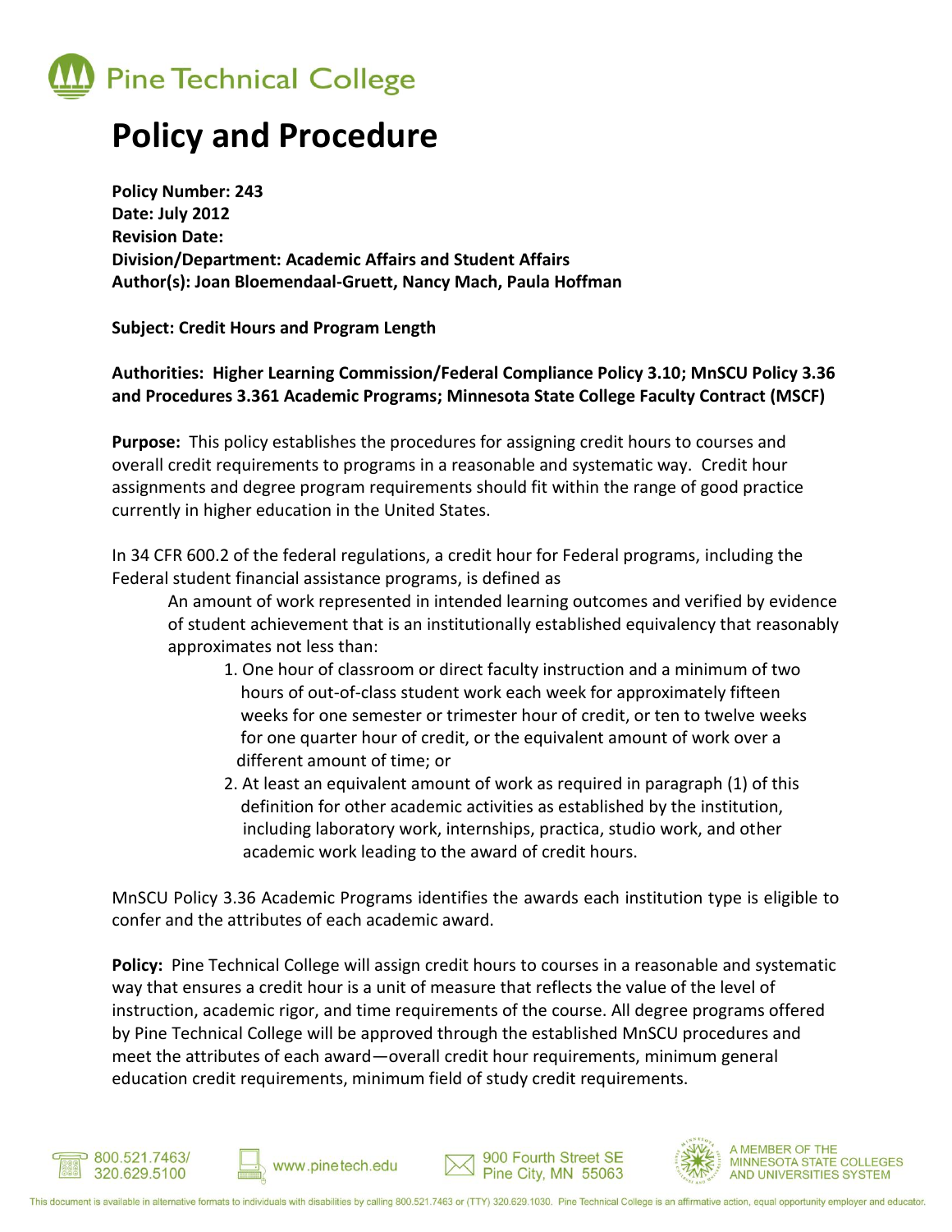Pine Technical College

# Policy and Procedure

**Policy Number: 243**
**Date: July 2012**
**Revision Date:**
**Division/Department: Academic Affairs and Student Affairs**
**Author(s): Joan Bloemendaal-Gruett, Nancy Mach, Paula Hoffman**

**Subject: Credit Hours and Program Length**

**Authorities: Higher Learning Commission/Federal Compliance Policy 3.10; MnSCU Policy 3.36 and Procedures 3.361 Academic Programs; Minnesota State College Faculty Contract (MSCF)**

**Purpose:** This policy establishes the procedures for assigning credit hours to courses and overall credit requirements to programs in a reasonable and systematic way. Credit hour assignments and degree program requirements should fit within the range of good practice currently in higher education in the United States.

In 34 CFR 600.2 of the federal regulations, a credit hour for Federal programs, including the Federal student financial assistance programs, is defined as

> An amount of work represented in intended learning outcomes and verified by evidence of student achievement that is an institutionally established equivalency that reasonably approximates not less than:
>
> 1. One hour of classroom or direct faculty instruction and a minimum of two hours of out-of-class student work each week for approximately fifteen weeks for one semester or trimester hour of credit, or ten to twelve weeks for one quarter hour of credit, or the equivalent amount of work over a different amount of time; or
> 2. At least an equivalent amount of work as required in paragraph (1) of this definition for other academic activities as established by the institution, including laboratory work, internships, practica, studio work, and other academic work leading to the award of credit hours.

MnSCU Policy 3.36 Academic Programs identifies the awards each institution type is eligible to confer and the attributes of each academic award.

**Policy:** Pine Technical College will assign credit hours to courses in a reasonable and systematic way that ensures a credit hour is a unit of measure that reflects the value of the level of instruction, academic rigor, and time requirements of the course. All degree programs offered by Pine Technical College will be approved through the established MnSCU procedures and meet the attributes of each award—overall credit hour requirements, minimum general education credit requirements, minimum field of study credit requirements.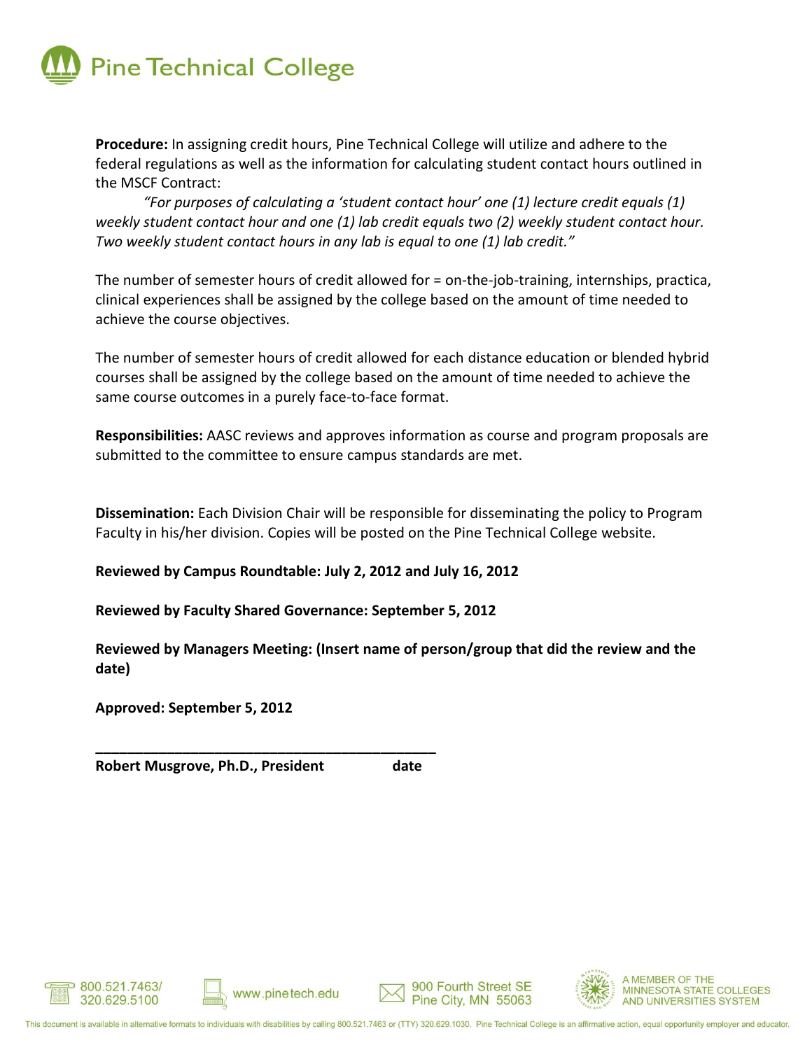**Procedure:** In assigning credit hours, Pine Technical College will utilize and adhere to the federal regulations as well as the information for calculating student contact hours outlined in the MSCF Contract:

*"For purposes of calculating a 'student contact hour' one (1) lecture credit equals (1) weekly student contact hour and one (1) lab credit equals two (2) weekly student contact hour. Two weekly student contact hours in any lab is equal to one (1) lab credit."*

The number of semester hours of credit allowed for = on-the-job-training, internships, practica, clinical experiences shall be assigned by the college based on the amount of time needed to achieve the course objectives.

The number of semester hours of credit allowed for each distance education or blended hybrid courses shall be assigned by the college based on the amount of time needed to achieve the same course outcomes in a purely face-to-face format.

**Responsibilities:** AASC reviews and approves information as course and program proposals are submitted to the committee to ensure campus standards are met.

**Dissemination:** Each Division Chair will be responsible for disseminating the policy to Program Faculty in his/her division. Copies will be posted on the Pine Technical College website.

**Reviewed by Campus Roundtable: July 2, 2012 and July 16, 2012**

**Reviewed by Faculty Shared Governance: September 5, 2012**

**Reviewed by Managers Meeting: (Insert name of person/group that did the review and the date)**

**Approved: September 5, 2012**

\_\_\_\_\_\_\_\_\_\_\_\_\_\_\_\_\_\_\_\_\_\_\_\_\_\_\_\_\_\_\_\_\_\_\_\_\_\_\_\_\_\_\_\_

**Robert Musgrove, Ph.D., President date**

800.521.7463/ 320.629.5100

www.pinetech.edu

900 Fourth Street SE Pine City, MN 55063

A MEMBER OF THE MINNESOTA STATE COLLEGES AND UNIVERSITIES SYSTEM

This document is available in alternative formats to individuals with disabilities by calling 800.521.7463 or (TTY) 320.629.1030. Pine Technical College is an affirmative action, equal opportunity employer and educator.